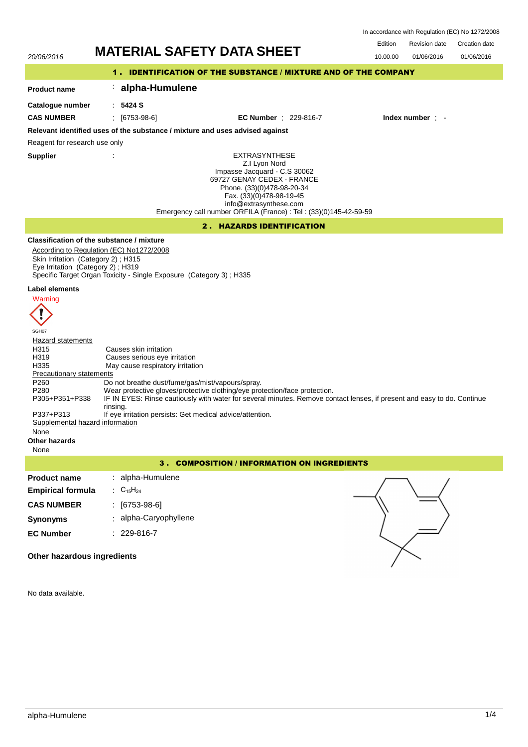In accordance with Regulation (EC) No 1272/2008

20/06/2016

# MATERIAL SAFETY DATA SHEET

| Edition | Revision date | Creation date |
|---|---|---|
| 10.00.00 | 01/06/2016 | 01/06/2016 |

## 1 . IDENTIFICATION OF THE SUBSTANCE / MIXTURE AND OF THE COMPANY

**Product name** : **alpha-Humulene**

**Catalogue number** : **5424 S**

**CAS NUMBER** : [6753-98-6] **EC Number** : 229-816-7 **Index number** : -

**Relevant identified uses of the substance / mixture and uses advised against**

Reagent for research use only

**Supplier** :

EXTRASYNTHESE
Z.I Lyon Nord
Impasse Jacquard - C.S 30062
69727 GENAY CEDEX - FRANCE
Phone. (33)(0)478-98-20-34
Fax. (33)(0)478-98-19-45
info@extrasynthese.com
Emergency call number ORFILA (France) : Tel : (33)(0)145-42-59-59

## 2 . HAZARDS IDENTIFICATION

**Classification of the substance / mixture**

According to Regulation (EC) No1272/2008
Skin Irritation (Category 2) ; H315
Eye Irritation (Category 2) ; H319
Specific Target Organ Toxicity - Single Exposure (Category 3) ; H335

**Label elements**

Warning

SGH07

Hazard statements

| | |
|---|---|
| H315 | Causes skin irritation |
| H319 | Causes serious eye irritation |
| H335 | May cause respiratory irritation |

Precautionary statements

| | |
|---|---|
| P260 | Do not breathe dust/fume/gas/mist/vapours/spray. |
| P280 | Wear protective gloves/protective clothing/eye protection/face protection. |
| P305+P351+P338 | IF IN EYES: Rinse cautiously with water for several minutes. Remove contact lenses, if present and easy to do. Continue rinsing. |
| P337+P313 | If eye irritation persists: Get medical advice/attention. |

Supplemental hazard information

None

**Other hazards**

None

## 3 . COMPOSITION / INFORMATION ON INGREDIENTS

**Product name** : alpha-Humulene

**Empirical formula** : $C_{15}H_{24}$

**CAS NUMBER** : [6753-98-6]

**Synonyms** : alpha-Caryophyllene

**EC Number** : 229-816-7

**Other hazardous ingredients**

No data available.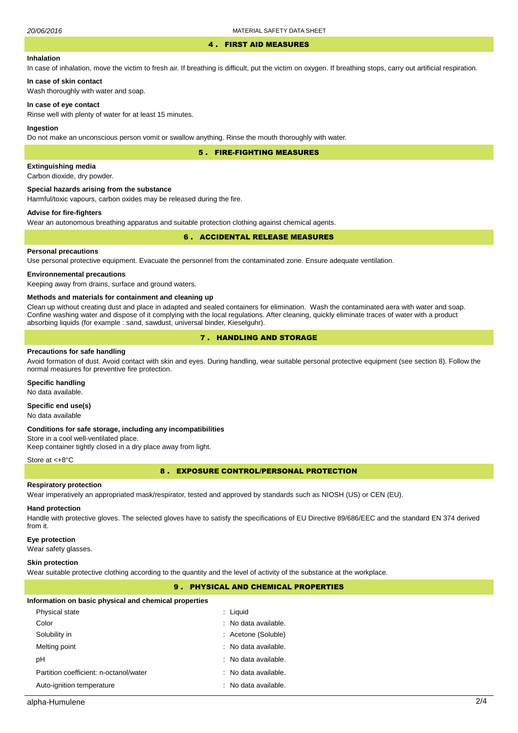## 4 . FIRST AID MEASURES

### Inhalation

In case of inhalation, move the victim to fresh air. If breathing is difficult, put the victim on oxygen. If breathing stops, carry out artificial respiration.

### In case of skin contact

Wash thoroughly with water and soap.

### In case of eye contact

Rinse well with plenty of water for at least 15 minutes.

### Ingestion

Do not make an unconscious person vomit or swallow anything. Rinse the mouth thoroughly with water.

## 5 . FIRE-FIGHTING MEASURES

### Extinguishing media

Carbon dioxide, dry powder.

### Special hazards arising from the substance

Harmful/toxic vapours, carbon oxides may be released during the fire.

### Advise for fire-fighters

Wear an autonomous breathing apparatus and suitable protection clothing against chemical agents.

## 6 . ACCIDENTAL RELEASE MEASURES

### Personal precautions

Use personal protective equipment. Evacuate the personnel from the contaminated zone. Ensure adequate ventilation.

### Environnemental precautions

Keeping away from drains, surface and ground waters.

### Methods and materials for containment and cleaning up

Clean up without creating dust and place in adapted and sealed containers for elimination. Wash the contaminated aera with water and soap. Confine washing water and dispose of it complying with the local regulations. After cleaning, quickly eliminate traces of water with a product absorbing liquids (for example : sand, sawdust, universal binder, Kieselguhr).

## 7 . HANDLING AND STORAGE

### Precautions for safe handling

Avoid formation of dust. Avoid contact with skin and eyes. During handling, wear suitable personal protective equipment (see section 8). Follow the normal measures for preventive fire protection.

### Specific handling

No data available.

### Specific end use(s)

No data available

### Conditions for safe storage, including any incompatibilities

Store in a cool well-ventilated place.
Keep container tightly closed in a dry place away from light.

Store at <+8°C

## 8 . EXPOSURE CONTROL/PERSONAL PROTECTION

### Respiratory protection

Wear imperatively an appropriated mask/respirator, tested and approved by standards such as NIOSH (US) or CEN (EU).

### Hand protection

Handle with protective gloves. The selected gloves have to satisfy the specifications of EU Directive 89/686/EEC and the standard EN 374 derived from it.

### Eye protection

Wear safety glasses.

### Skin protection

Wear suitable protective clothing according to the quantity and the level of activity of the substance at the workplace.

## 9 . PHYSICAL AND CHEMICAL PROPERTIES

### Information on basic physical and chemical properties

| Property | Value |
|---|---|
| Physical state | : Liquid |
| Color | : No data available. |
| Solubility in | : Acetone (Soluble) |
| Melting point | : No data available. |
| pH | : No data available. |
| Partition coefficient: n-octanol/water | : No data available. |
| Auto-ignition temperature | : No data available. |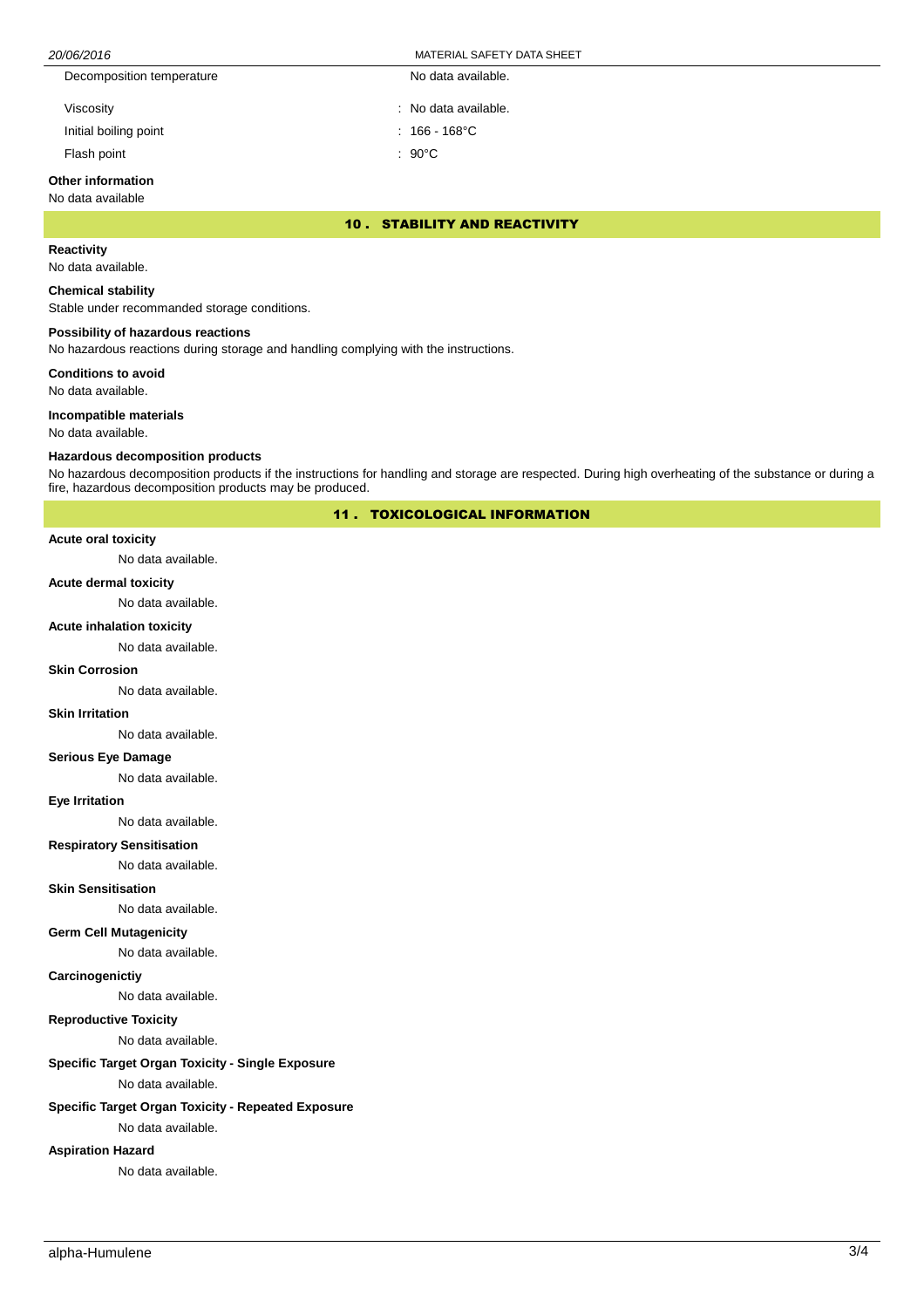| | |
|---|---|
| Decomposition temperature | No data available. |
| Viscosity | : No data available. |
| Initial boiling point | : 166 - 168°C |
| Flash point | : 90°C |

**Other information**

No data available

## 10 . STABILITY AND REACTIVITY

**Reactivity**

No data available.

**Chemical stability**

Stable under recommanded storage conditions.

**Possibility of hazardous reactions**

No hazardous reactions during storage and handling complying with the instructions.

**Conditions to avoid**

No data available.

**Incompatible materials**

No data available.

**Hazardous decomposition products**

No hazardous decomposition products if the instructions for handling and storage are respected. During high overheating of the substance or during a fire, hazardous decomposition products may be produced.

## 11 . TOXICOLOGICAL INFORMATION

**Acute oral toxicity**

No data available.

**Acute dermal toxicity**

No data available.

**Acute inhalation toxicity**

No data available.

**Skin Corrosion**

No data available.

**Skin Irritation**

No data available.

**Serious Eye Damage**

No data available.

**Eye Irritation**

No data available.

**Respiratory Sensitisation**

No data available.

**Skin Sensitisation**

No data available.

**Germ Cell Mutagenicity**

No data available.

**Carcinogenictiy**

No data available.

**Reproductive Toxicity**

No data available.

**Specific Target Organ Toxicity - Single Exposure**

No data available.

**Specific Target Organ Toxicity - Repeated Exposure**

No data available.

**Aspiration Hazard**

No data available.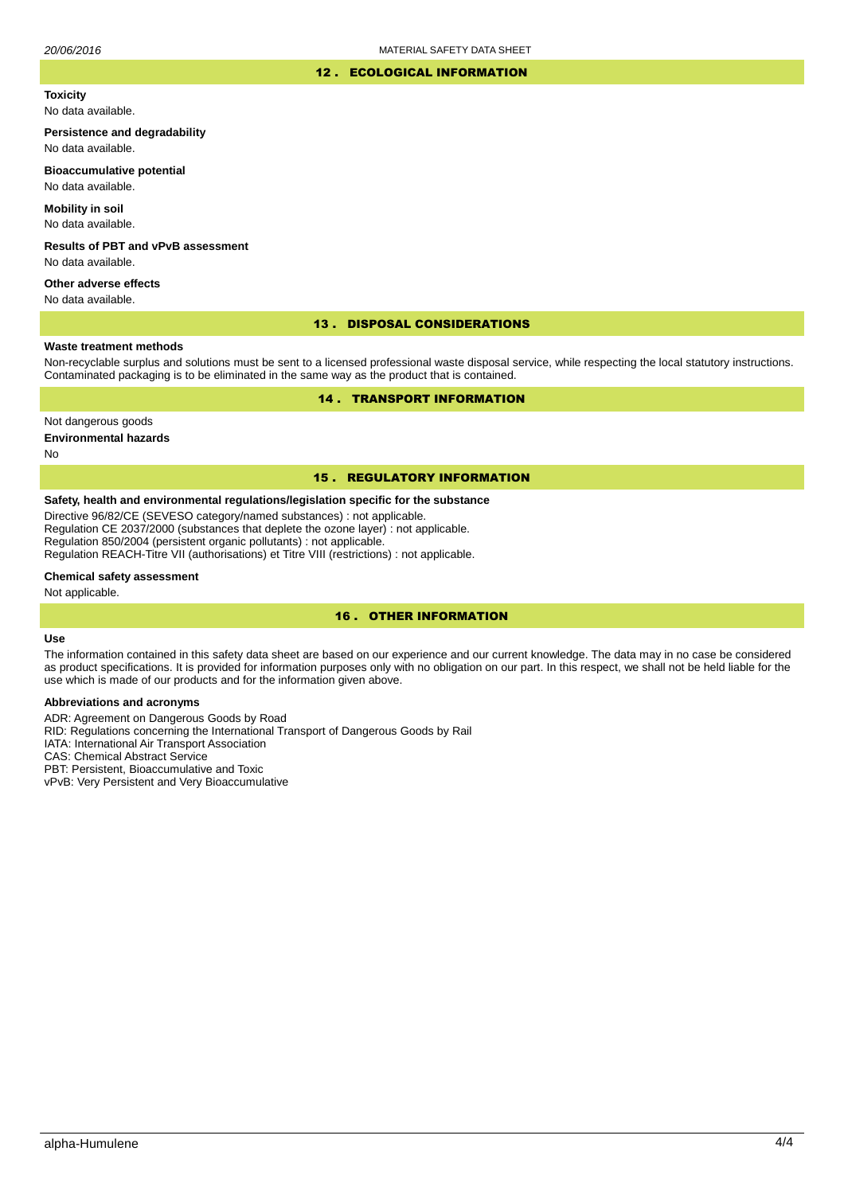## 12 . ECOLOGICAL INFORMATION

**Toxicity**

No data available.

**Persistence and degradability**

No data available.

**Bioaccumulative potential**

No data available.

**Mobility in soil**

No data available.

**Results of PBT and vPvB assessment**

No data available.

**Other adverse effects**

No data available.

## 13 . DISPOSAL CONSIDERATIONS

**Waste treatment methods**

Non-recyclable surplus and solutions must be sent to a licensed professional waste disposal service, while respecting the local statutory instructions. Contaminated packaging is to be eliminated in the same way as the product that is contained.

## 14 . TRANSPORT INFORMATION

Not dangerous goods

**Environmental hazards**

No

## 15 . REGULATORY INFORMATION

**Safety, health and environmental regulations/legislation specific for the substance**

Directive 96/82/CE (SEVESO category/named substances) : not applicable.
Regulation CE 2037/2000 (substances that deplete the ozone layer) : not applicable.
Regulation 850/2004 (persistent organic pollutants) : not applicable.
Regulation REACH-Titre VII (authorisations) et Titre VIII (restrictions) : not applicable.

**Chemical safety assessment**

Not applicable.

## 16 . OTHER INFORMATION

**Use**

The information contained in this safety data sheet are based on our experience and our current knowledge. The data may in no case be considered as product specifications. It is provided for information purposes only with no obligation on our part. In this respect, we shall not be held liable for the use which is made of our products and for the information given above.

**Abbreviations and acronyms**

ADR: Agreement on Dangerous Goods by Road
RID: Regulations concerning the International Transport of Dangerous Goods by Rail
IATA: International Air Transport Association
CAS: Chemical Abstract Service
PBT: Persistent, Bioaccumulative and Toxic
vPvB: Very Persistent and Very Bioaccumulative